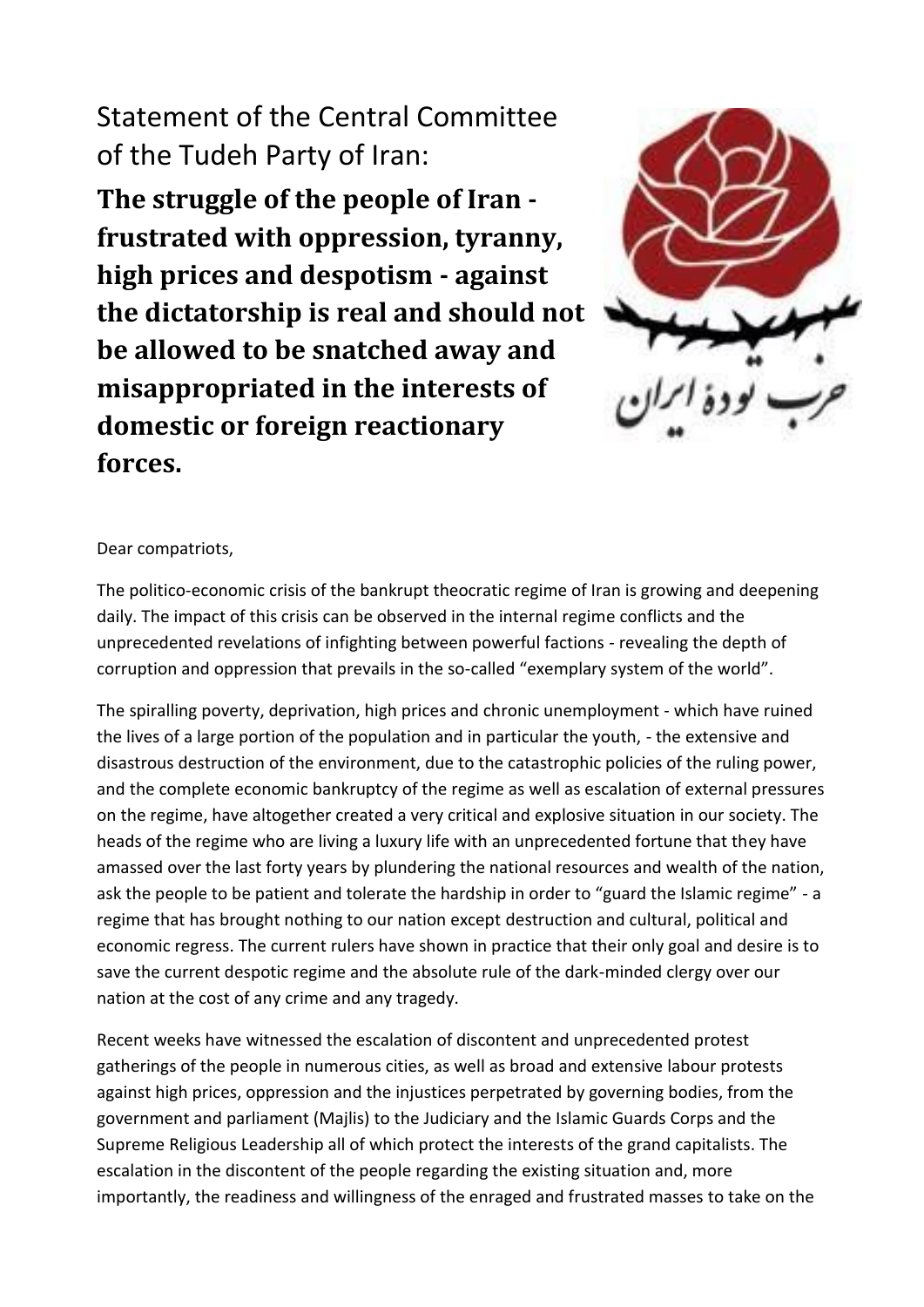Statement of the Central Committee of the Tudeh Party of Iran:

# The struggle of the people of Iran - frustrated with oppression, tyranny, high prices and despotism - against the dictatorship is real and should not be allowed to be snatched away and misappropriated in the interests of domestic or foreign reactionary forces.

حزب تودهٔ ایران

Dear compatriots,

The politico-economic crisis of the bankrupt theocratic regime of Iran is growing and deepening daily. The impact of this crisis can be observed in the internal regime conflicts and the unprecedented revelations of infighting between powerful factions - revealing the depth of corruption and oppression that prevails in the so-called "exemplary system of the world".

The spiralling poverty, deprivation, high prices and chronic unemployment - which have ruined the lives of a large portion of the population and in particular the youth, - the extensive and disastrous destruction of the environment, due to the catastrophic policies of the ruling power, and the complete economic bankruptcy of the regime as well as escalation of external pressures on the regime, have altogether created a very critical and explosive situation in our society. The heads of the regime who are living a luxury life with an unprecedented fortune that they have amassed over the last forty years by plundering the national resources and wealth of the nation, ask the people to be patient and tolerate the hardship in order to "guard the Islamic regime" - a regime that has brought nothing to our nation except destruction and cultural, political and economic regress. The current rulers have shown in practice that their only goal and desire is to save the current despotic regime and the absolute rule of the dark-minded clergy over our nation at the cost of any crime and any tragedy.

Recent weeks have witnessed the escalation of discontent and unprecedented protest gatherings of the people in numerous cities, as well as broad and extensive labour protests against high prices, oppression and the injustices perpetrated by governing bodies, from the government and parliament (Majlis) to the Judiciary and the Islamic Guards Corps and the Supreme Religious Leadership all of which protect the interests of the grand capitalists. The escalation in the discontent of the people regarding the existing situation and, more importantly, the readiness and willingness of the enraged and frustrated masses to take on the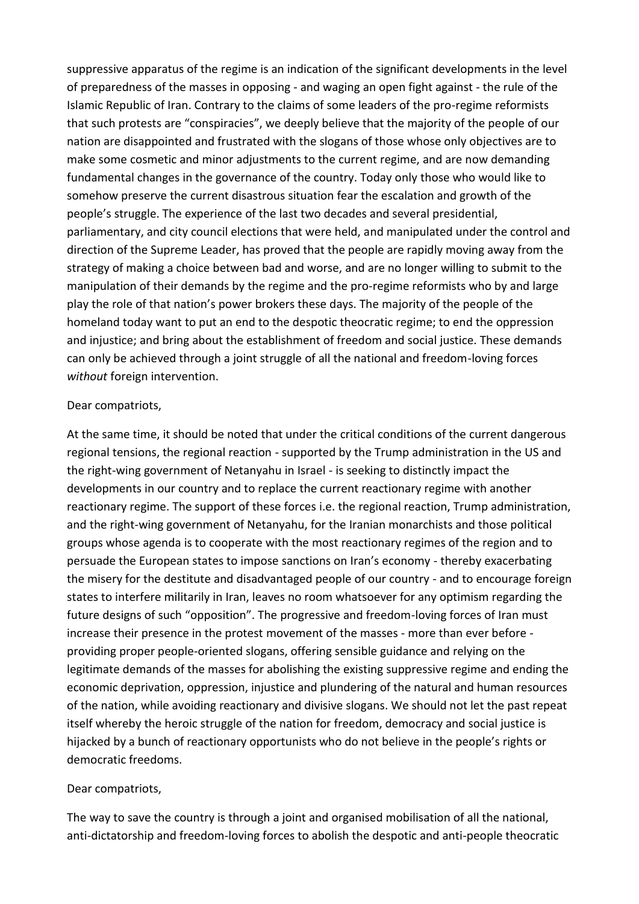suppressive apparatus of the regime is an indication of the significant developments in the level of preparedness of the masses in opposing - and waging an open fight against - the rule of the Islamic Republic of Iran. Contrary to the claims of some leaders of the pro-regime reformists that such protests are "conspiracies", we deeply believe that the majority of the people of our nation are disappointed and frustrated with the slogans of those whose only objectives are to make some cosmetic and minor adjustments to the current regime, and are now demanding fundamental changes in the governance of the country. Today only those who would like to somehow preserve the current disastrous situation fear the escalation and growth of the people's struggle. The experience of the last two decades and several presidential, parliamentary, and city council elections that were held, and manipulated under the control and direction of the Supreme Leader, has proved that the people are rapidly moving away from the strategy of making a choice between bad and worse, and are no longer willing to submit to the manipulation of their demands by the regime and the pro-regime reformists who by and large play the role of that nation's power brokers these days. The majority of the people of the homeland today want to put an end to the despotic theocratic regime; to end the oppression and injustice; and bring about the establishment of freedom and social justice. These demands can only be achieved through a joint struggle of all the national and freedom-loving forces *without* foreign intervention.

Dear compatriots,

At the same time, it should be noted that under the critical conditions of the current dangerous regional tensions, the regional reaction - supported by the Trump administration in the US and the right-wing government of Netanyahu in Israel - is seeking to distinctly impact the developments in our country and to replace the current reactionary regime with another reactionary regime. The support of these forces i.e. the regional reaction, Trump administration, and the right-wing government of Netanyahu, for the Iranian monarchists and those political groups whose agenda is to cooperate with the most reactionary regimes of the region and to persuade the European states to impose sanctions on Iran's economy - thereby exacerbating the misery for the destitute and disadvantaged people of our country - and to encourage foreign states to interfere militarily in Iran, leaves no room whatsoever for any optimism regarding the future designs of such "opposition". The progressive and freedom-loving forces of Iran must increase their presence in the protest movement of the masses - more than ever before - providing proper people-oriented slogans, offering sensible guidance and relying on the legitimate demands of the masses for abolishing the existing suppressive regime and ending the economic deprivation, oppression, injustice and plundering of the natural and human resources of the nation, while avoiding reactionary and divisive slogans. We should not let the past repeat itself whereby the heroic struggle of the nation for freedom, democracy and social justice is hijacked by a bunch of reactionary opportunists who do not believe in the people's rights or democratic freedoms.

Dear compatriots,

The way to save the country is through a joint and organised mobilisation of all the national, anti-dictatorship and freedom-loving forces to abolish the despotic and anti-people theocratic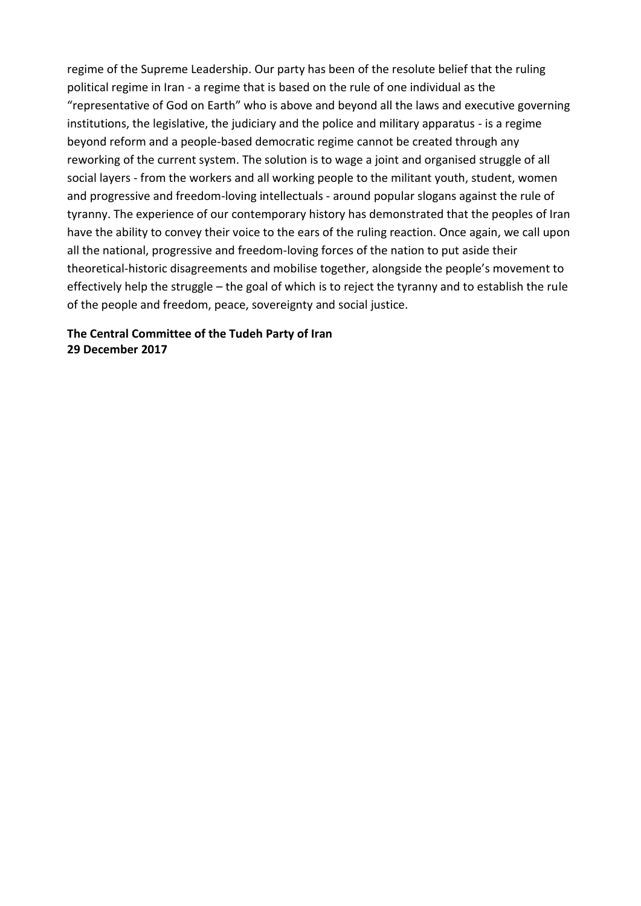regime of the Supreme Leadership. Our party has been of the resolute belief that the ruling political regime in Iran - a regime that is based on the rule of one individual as the "representative of God on Earth" who is above and beyond all the laws and executive governing institutions, the legislative, the judiciary and the police and military apparatus - is a regime beyond reform and a people-based democratic regime cannot be created through any reworking of the current system. The solution is to wage a joint and organised struggle of all social layers - from the workers and all working people to the militant youth, student, women and progressive and freedom-loving intellectuals - around popular slogans against the rule of tyranny. The experience of our contemporary history has demonstrated that the peoples of Iran have the ability to convey their voice to the ears of the ruling reaction. Once again, we call upon all the national, progressive and freedom-loving forces of the nation to put aside their theoretical-historic disagreements and mobilise together, alongside the people's movement to effectively help the struggle – the goal of which is to reject the tyranny and to establish the rule of the people and freedom, peace, sovereignty and social justice.

**The Central Committee of the Tudeh Party of Iran**
**29 December 2017**